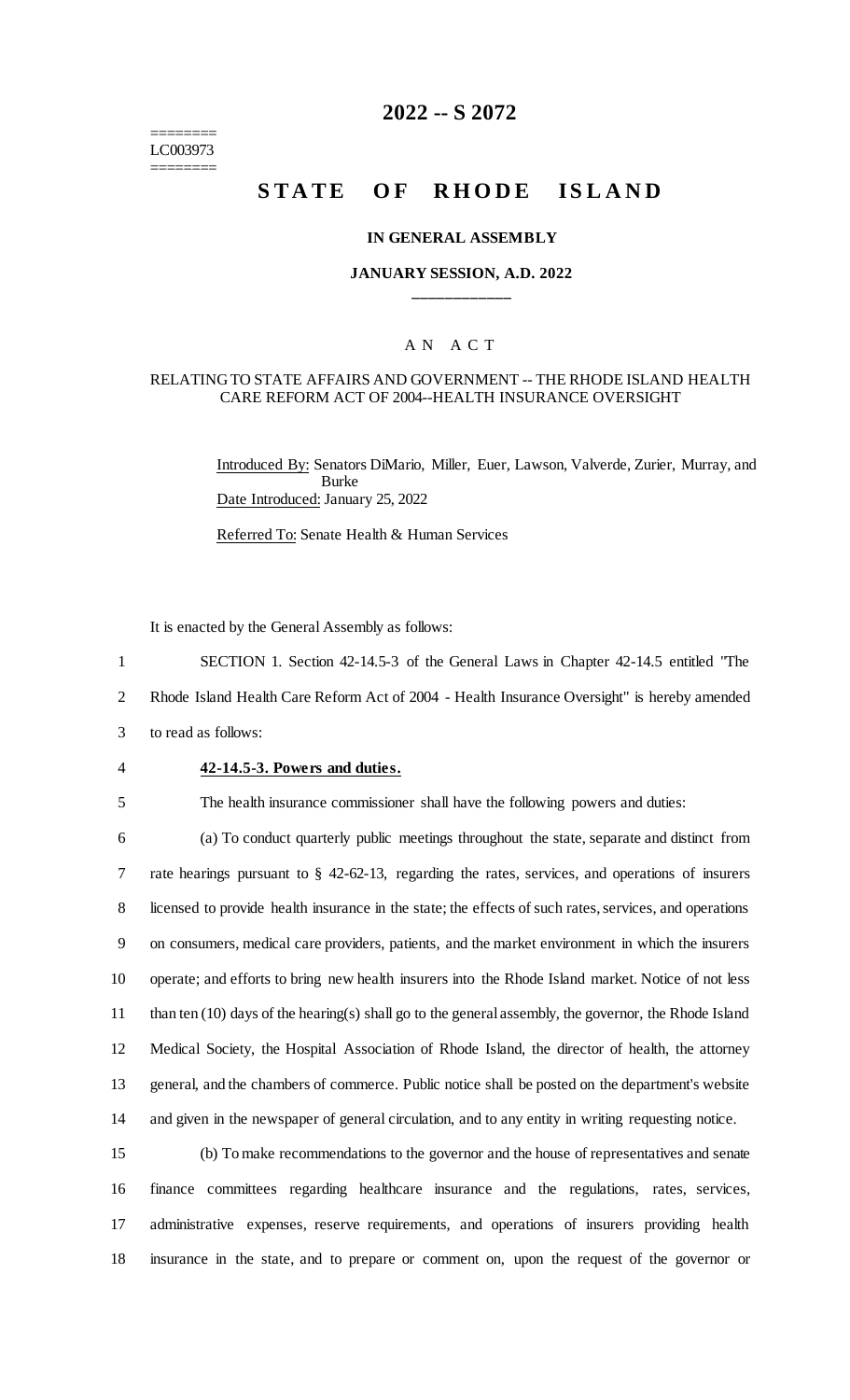========
LC003973
========

# 2022 -- S 2072

# STATE OF RHODE ISLAND

**IN GENERAL ASSEMBLY**

**JANUARY SESSION, A.D. 2022**

A N A C T

RELATING TO STATE AFFAIRS AND GOVERNMENT -- THE RHODE ISLAND HEALTH CARE REFORM ACT OF 2004--HEALTH INSURANCE OVERSIGHT

Introduced By: Senators DiMario, Miller, Euer, Lawson, Valverde, Zurier, Murray, and Burke

Date Introduced: January 25, 2022

Referred To: Senate Health & Human Services

It is enacted by the General Assembly as follows:

SECTION 1. Section 42-14.5-3 of the General Laws in Chapter 42-14.5 entitled "The Rhode Island Health Care Reform Act of 2004 - Health Insurance Oversight" is hereby amended to read as follows:

**42-14.5-3. Powers and duties.**

The health insurance commissioner shall have the following powers and duties:

(a) To conduct quarterly public meetings throughout the state, separate and distinct from rate hearings pursuant to § 42-62-13, regarding the rates, services, and operations of insurers licensed to provide health insurance in the state; the effects of such rates, services, and operations on consumers, medical care providers, patients, and the market environment in which the insurers operate; and efforts to bring new health insurers into the Rhode Island market. Notice of not less than ten (10) days of the hearing(s) shall go to the general assembly, the governor, the Rhode Island Medical Society, the Hospital Association of Rhode Island, the director of health, the attorney general, and the chambers of commerce. Public notice shall be posted on the department's website and given in the newspaper of general circulation, and to any entity in writing requesting notice.

(b) To make recommendations to the governor and the house of representatives and senate finance committees regarding healthcare insurance and the regulations, rates, services, administrative expenses, reserve requirements, and operations of insurers providing health insurance in the state, and to prepare or comment on, upon the request of the governor or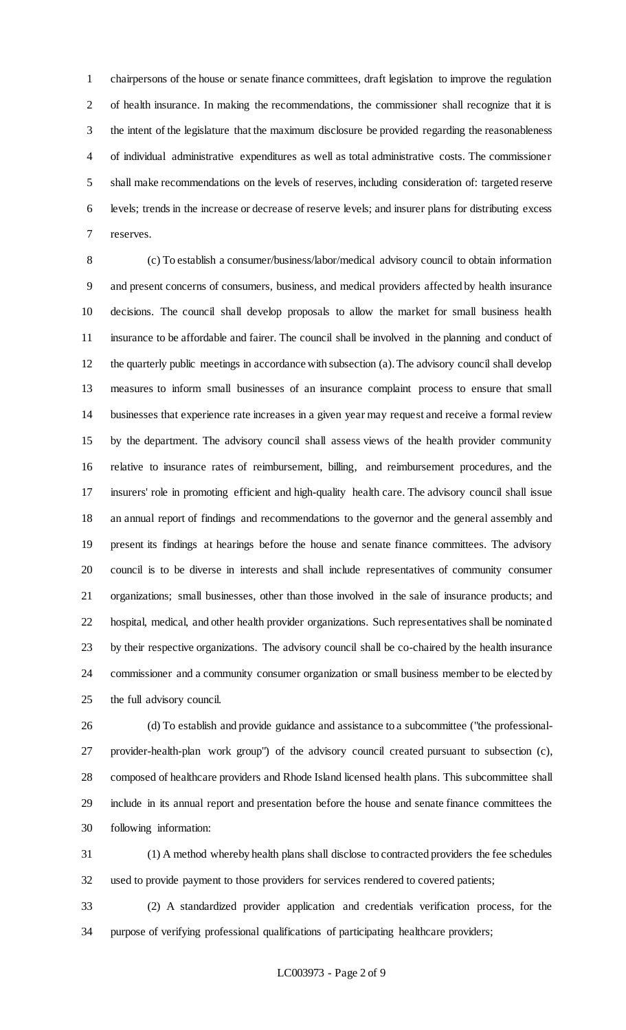chairpersons of the house or senate finance committees, draft legislation to improve the regulation of health insurance. In making the recommendations, the commissioner shall recognize that it is the intent of the legislature that the maximum disclosure be provided regarding the reasonableness of individual administrative expenditures as well as total administrative costs. The commissioner shall make recommendations on the levels of reserves, including consideration of: targeted reserve levels; trends in the increase or decrease of reserve levels; and insurer plans for distributing excess reserves.

(c) To establish a consumer/business/labor/medical advisory council to obtain information and present concerns of consumers, business, and medical providers affected by health insurance decisions. The council shall develop proposals to allow the market for small business health insurance to be affordable and fairer. The council shall be involved in the planning and conduct of the quarterly public meetings in accordance with subsection (a). The advisory council shall develop measures to inform small businesses of an insurance complaint process to ensure that small businesses that experience rate increases in a given year may request and receive a formal review by the department. The advisory council shall assess views of the health provider community relative to insurance rates of reimbursement, billing, and reimbursement procedures, and the insurers' role in promoting efficient and high-quality health care. The advisory council shall issue an annual report of findings and recommendations to the governor and the general assembly and present its findings at hearings before the house and senate finance committees. The advisory council is to be diverse in interests and shall include representatives of community consumer organizations; small businesses, other than those involved in the sale of insurance products; and hospital, medical, and other health provider organizations. Such representatives shall be nominated by their respective organizations. The advisory council shall be co-chaired by the health insurance commissioner and a community consumer organization or small business member to be elected by the full advisory council.

(d) To establish and provide guidance and assistance to a subcommittee ("the professional-provider-health-plan work group") of the advisory council created pursuant to subsection (c), composed of healthcare providers and Rhode Island licensed health plans. This subcommittee shall include in its annual report and presentation before the house and senate finance committees the following information:

(1) A method whereby health plans shall disclose to contracted providers the fee schedules used to provide payment to those providers for services rendered to covered patients;

(2) A standardized provider application and credentials verification process, for the purpose of verifying professional qualifications of participating healthcare providers;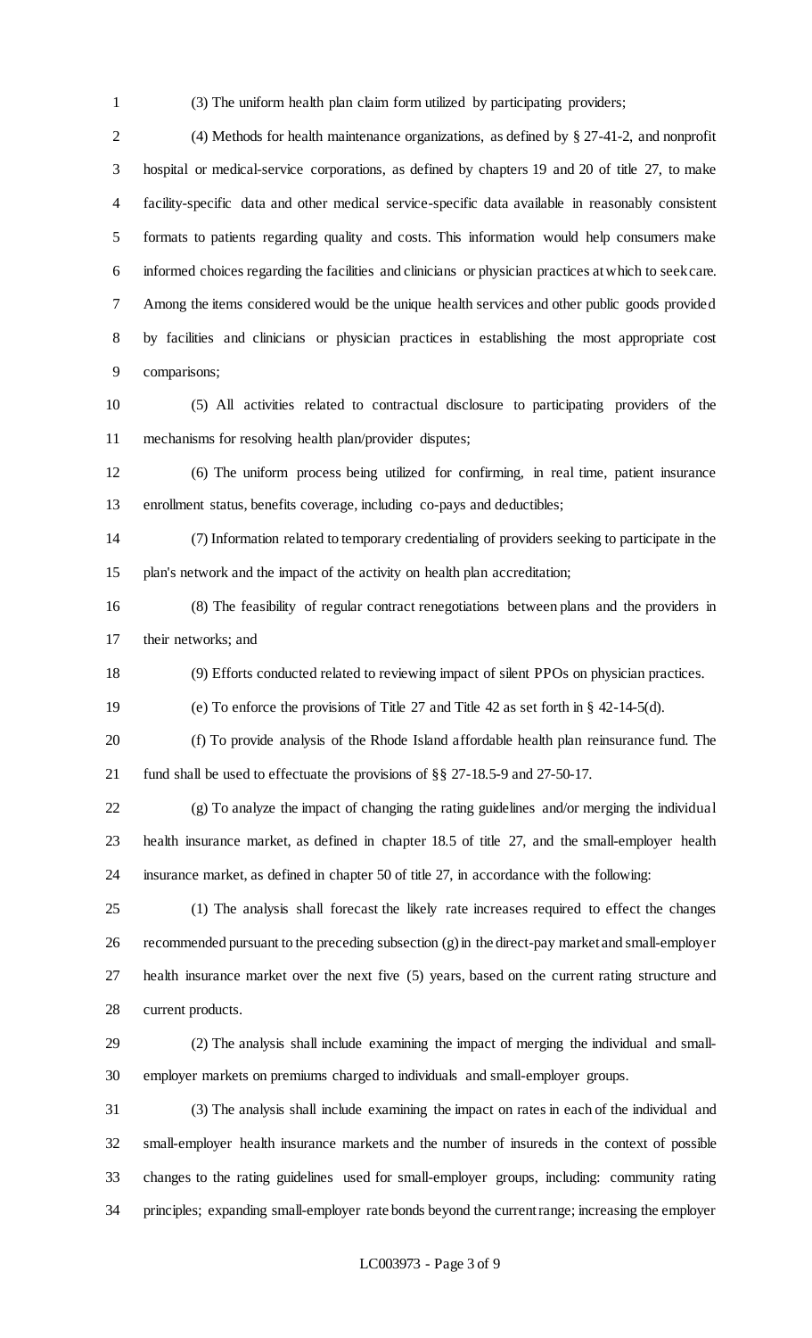(3) The uniform health plan claim form utilized by participating providers;

(4) Methods for health maintenance organizations, as defined by § 27-41-2, and nonprofit hospital or medical-service corporations, as defined by chapters 19 and 20 of title 27, to make facility-specific data and other medical service-specific data available in reasonably consistent formats to patients regarding quality and costs. This information would help consumers make informed choices regarding the facilities and clinicians or physician practices at which to seek care. Among the items considered would be the unique health services and other public goods provided by facilities and clinicians or physician practices in establishing the most appropriate cost comparisons;

(5) All activities related to contractual disclosure to participating providers of the mechanisms for resolving health plan/provider disputes;

(6) The uniform process being utilized for confirming, in real time, patient insurance enrollment status, benefits coverage, including co-pays and deductibles;

(7) Information related to temporary credentialing of providers seeking to participate in the plan's network and the impact of the activity on health plan accreditation;

(8) The feasibility of regular contract renegotiations between plans and the providers in their networks; and

(9) Efforts conducted related to reviewing impact of silent PPOs on physician practices.

(e) To enforce the provisions of Title 27 and Title 42 as set forth in § 42-14-5(d).

(f) To provide analysis of the Rhode Island affordable health plan reinsurance fund. The fund shall be used to effectuate the provisions of §§ 27-18.5-9 and 27-50-17.

(g) To analyze the impact of changing the rating guidelines and/or merging the individual health insurance market, as defined in chapter 18.5 of title 27, and the small-employer health insurance market, as defined in chapter 50 of title 27, in accordance with the following:

(1) The analysis shall forecast the likely rate increases required to effect the changes recommended pursuant to the preceding subsection (g) in the direct-pay market and small-employer health insurance market over the next five (5) years, based on the current rating structure and current products.

(2) The analysis shall include examining the impact of merging the individual and small-employer markets on premiums charged to individuals and small-employer groups.

(3) The analysis shall include examining the impact on rates in each of the individual and small-employer health insurance markets and the number of insureds in the context of possible changes to the rating guidelines used for small-employer groups, including: community rating principles; expanding small-employer rate bonds beyond the current range; increasing the employer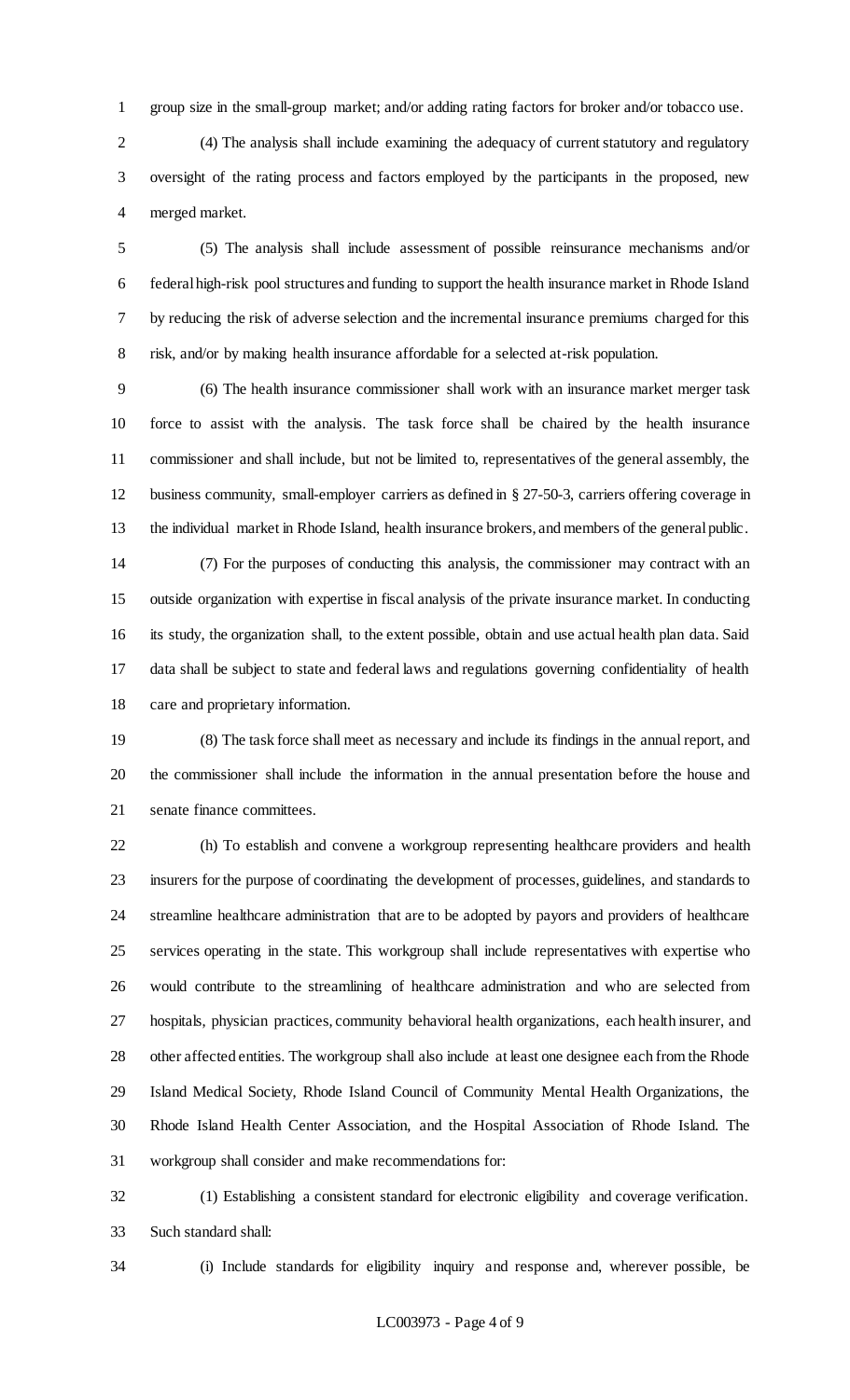group size in the small-group market; and/or adding rating factors for broker and/or tobacco use.

(4) The analysis shall include examining the adequacy of current statutory and regulatory oversight of the rating process and factors employed by the participants in the proposed, new merged market.

(5) The analysis shall include assessment of possible reinsurance mechanisms and/or federal high-risk pool structures and funding to support the health insurance market in Rhode Island by reducing the risk of adverse selection and the incremental insurance premiums charged for this risk, and/or by making health insurance affordable for a selected at-risk population.

(6) The health insurance commissioner shall work with an insurance market merger task force to assist with the analysis. The task force shall be chaired by the health insurance commissioner and shall include, but not be limited to, representatives of the general assembly, the business community, small-employer carriers as defined in § 27-50-3, carriers offering coverage in the individual market in Rhode Island, health insurance brokers, and members of the general public.

(7) For the purposes of conducting this analysis, the commissioner may contract with an outside organization with expertise in fiscal analysis of the private insurance market. In conducting its study, the organization shall, to the extent possible, obtain and use actual health plan data. Said data shall be subject to state and federal laws and regulations governing confidentiality of health care and proprietary information.

(8) The task force shall meet as necessary and include its findings in the annual report, and the commissioner shall include the information in the annual presentation before the house and senate finance committees.

(h) To establish and convene a workgroup representing healthcare providers and health insurers for the purpose of coordinating the development of processes, guidelines, and standards to streamline healthcare administration that are to be adopted by payors and providers of healthcare services operating in the state. This workgroup shall include representatives with expertise who would contribute to the streamlining of healthcare administration and who are selected from hospitals, physician practices, community behavioral health organizations, each health insurer, and other affected entities. The workgroup shall also include at least one designee each from the Rhode Island Medical Society, Rhode Island Council of Community Mental Health Organizations, the Rhode Island Health Center Association, and the Hospital Association of Rhode Island. The workgroup shall consider and make recommendations for:

(1) Establishing a consistent standard for electronic eligibility and coverage verification. Such standard shall:

(i) Include standards for eligibility inquiry and response and, wherever possible, be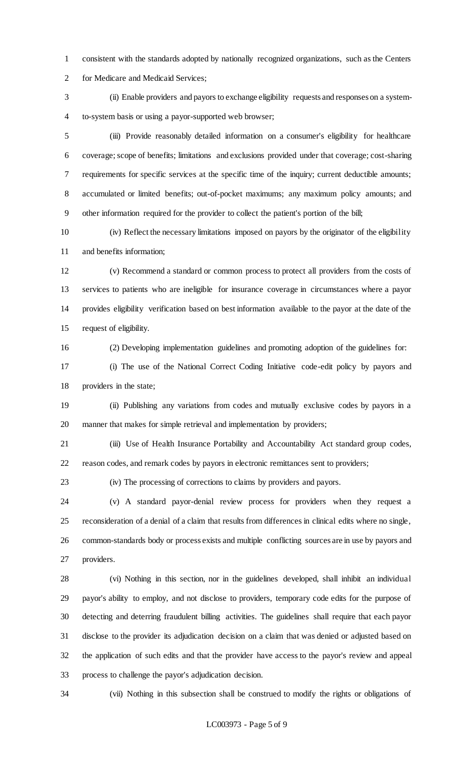consistent with the standards adopted by nationally recognized organizations, such as the Centers for Medicare and Medicaid Services;

(ii) Enable providers and payors to exchange eligibility requests and responses on a system-to-system basis or using a payor-supported web browser;

(iii) Provide reasonably detailed information on a consumer's eligibility for healthcare coverage; scope of benefits; limitations and exclusions provided under that coverage; cost-sharing requirements for specific services at the specific time of the inquiry; current deductible amounts; accumulated or limited benefits; out-of-pocket maximums; any maximum policy amounts; and other information required for the provider to collect the patient's portion of the bill;

(iv) Reflect the necessary limitations imposed on payors by the originator of the eligibility and benefits information;

(v) Recommend a standard or common process to protect all providers from the costs of services to patients who are ineligible for insurance coverage in circumstances where a payor provides eligibility verification based on best information available to the payor at the date of the request of eligibility.

(2) Developing implementation guidelines and promoting adoption of the guidelines for:

(i) The use of the National Correct Coding Initiative code-edit policy by payors and providers in the state;

(ii) Publishing any variations from codes and mutually exclusive codes by payors in a manner that makes for simple retrieval and implementation by providers;

(iii) Use of Health Insurance Portability and Accountability Act standard group codes, reason codes, and remark codes by payors in electronic remittances sent to providers;

(iv) The processing of corrections to claims by providers and payors.

(v) A standard payor-denial review process for providers when they request a reconsideration of a denial of a claim that results from differences in clinical edits where no single, common-standards body or process exists and multiple conflicting sources are in use by payors and providers.

(vi) Nothing in this section, nor in the guidelines developed, shall inhibit an individual payor's ability to employ, and not disclose to providers, temporary code edits for the purpose of detecting and deterring fraudulent billing activities. The guidelines shall require that each payor disclose to the provider its adjudication decision on a claim that was denied or adjusted based on the application of such edits and that the provider have access to the payor's review and appeal process to challenge the payor's adjudication decision.

(vii) Nothing in this subsection shall be construed to modify the rights or obligations of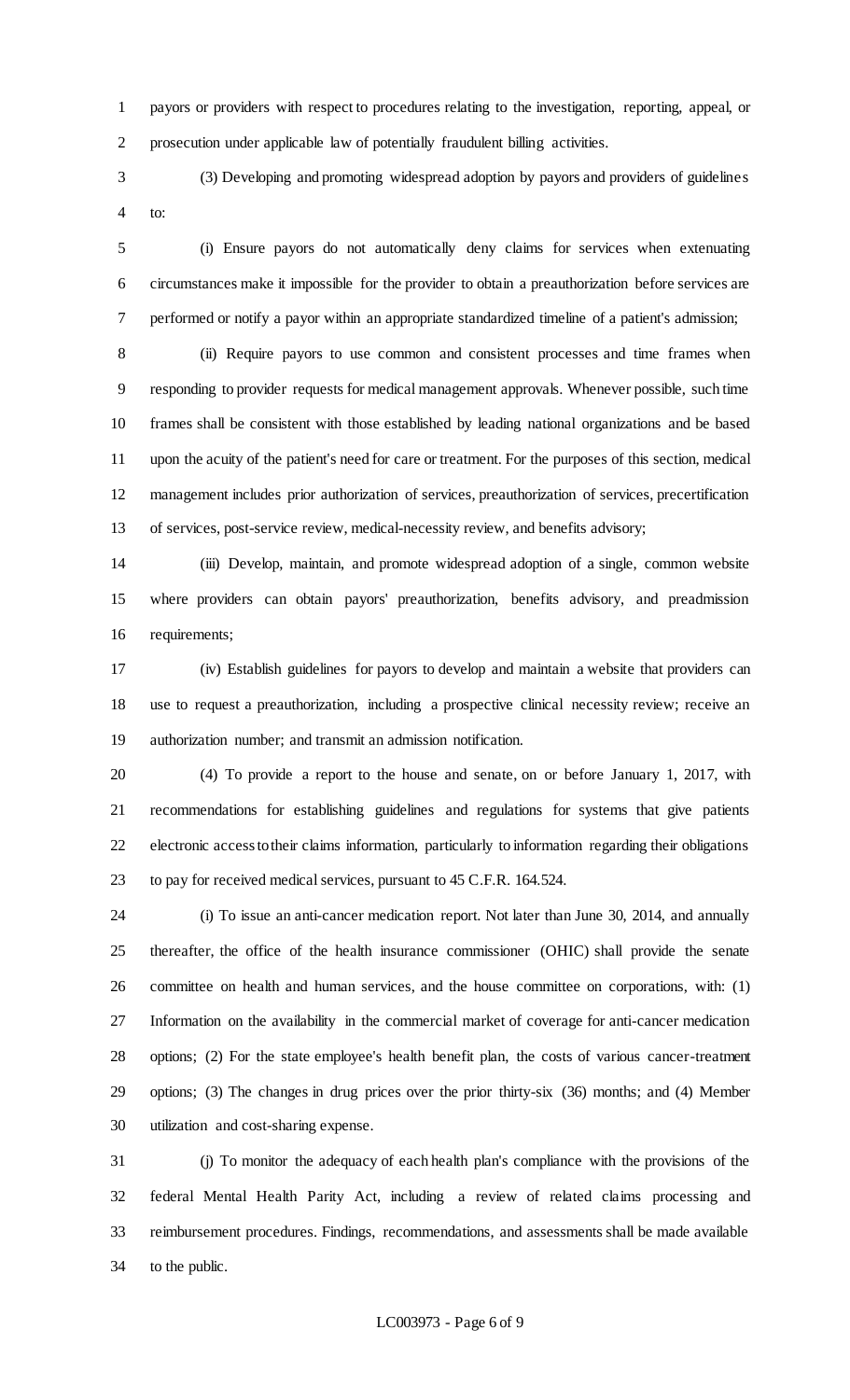payors or providers with respect to procedures relating to the investigation, reporting, appeal, or prosecution under applicable law of potentially fraudulent billing activities.

(3) Developing and promoting widespread adoption by payors and providers of guidelines to:

(i) Ensure payors do not automatically deny claims for services when extenuating circumstances make it impossible for the provider to obtain a preauthorization before services are performed or notify a payor within an appropriate standardized timeline of a patient's admission;

(ii) Require payors to use common and consistent processes and time frames when responding to provider requests for medical management approvals. Whenever possible, such time frames shall be consistent with those established by leading national organizations and be based upon the acuity of the patient's need for care or treatment. For the purposes of this section, medical management includes prior authorization of services, preauthorization of services, precertification of services, post-service review, medical-necessity review, and benefits advisory;

(iii) Develop, maintain, and promote widespread adoption of a single, common website where providers can obtain payors' preauthorization, benefits advisory, and preadmission requirements;

(iv) Establish guidelines for payors to develop and maintain a website that providers can use to request a preauthorization, including a prospective clinical necessity review; receive an authorization number; and transmit an admission notification.

(4) To provide a report to the house and senate, on or before January 1, 2017, with recommendations for establishing guidelines and regulations for systems that give patients electronic access to their claims information, particularly to information regarding their obligations to pay for received medical services, pursuant to 45 C.F.R. 164.524.

(i) To issue an anti-cancer medication report. Not later than June 30, 2014, and annually thereafter, the office of the health insurance commissioner (OHIC) shall provide the senate committee on health and human services, and the house committee on corporations, with: (1) Information on the availability in the commercial market of coverage for anti-cancer medication options; (2) For the state employee's health benefit plan, the costs of various cancer-treatment options; (3) The changes in drug prices over the prior thirty-six (36) months; and (4) Member utilization and cost-sharing expense.

(j) To monitor the adequacy of each health plan's compliance with the provisions of the federal Mental Health Parity Act, including a review of related claims processing and reimbursement procedures. Findings, recommendations, and assessments shall be made available to the public.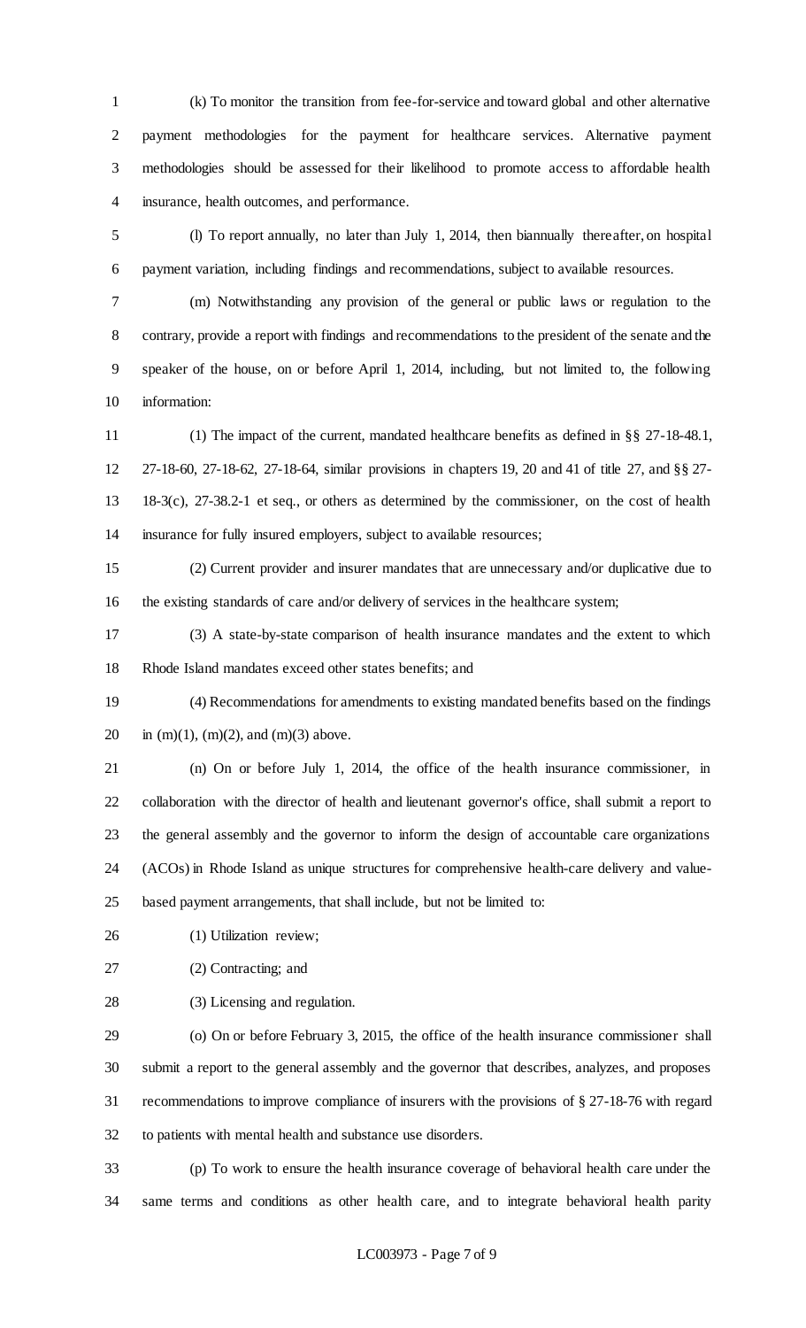(k) To monitor the transition from fee-for-service and toward global and other alternative payment methodologies for the payment for healthcare services. Alternative payment methodologies should be assessed for their likelihood to promote access to affordable health insurance, health outcomes, and performance.

(l) To report annually, no later than July 1, 2014, then biannually thereafter, on hospital payment variation, including findings and recommendations, subject to available resources.

(m) Notwithstanding any provision of the general or public laws or regulation to the contrary, provide a report with findings and recommendations to the president of the senate and the speaker of the house, on or before April 1, 2014, including, but not limited to, the following information:

(1) The impact of the current, mandated healthcare benefits as defined in §§ 27-18-48.1, 27-18-60, 27-18-62, 27-18-64, similar provisions in chapters 19, 20 and 41 of title 27, and §§ 27-18-3(c), 27-38.2-1 et seq., or others as determined by the commissioner, on the cost of health insurance for fully insured employers, subject to available resources;

(2) Current provider and insurer mandates that are unnecessary and/or duplicative due to the existing standards of care and/or delivery of services in the healthcare system;

(3) A state-by-state comparison of health insurance mandates and the extent to which Rhode Island mandates exceed other states benefits; and

(4) Recommendations for amendments to existing mandated benefits based on the findings in (m)(1), (m)(2), and (m)(3) above.

(n) On or before July 1, 2014, the office of the health insurance commissioner, in collaboration with the director of health and lieutenant governor's office, shall submit a report to the general assembly and the governor to inform the design of accountable care organizations (ACOs) in Rhode Island as unique structures for comprehensive health-care delivery and value-based payment arrangements, that shall include, but not be limited to:

(1) Utilization review;

(2) Contracting; and

(3) Licensing and regulation.

(o) On or before February 3, 2015, the office of the health insurance commissioner shall submit a report to the general assembly and the governor that describes, analyzes, and proposes recommendations to improve compliance of insurers with the provisions of § 27-18-76 with regard to patients with mental health and substance use disorders.

(p) To work to ensure the health insurance coverage of behavioral health care under the same terms and conditions as other health care, and to integrate behavioral health parity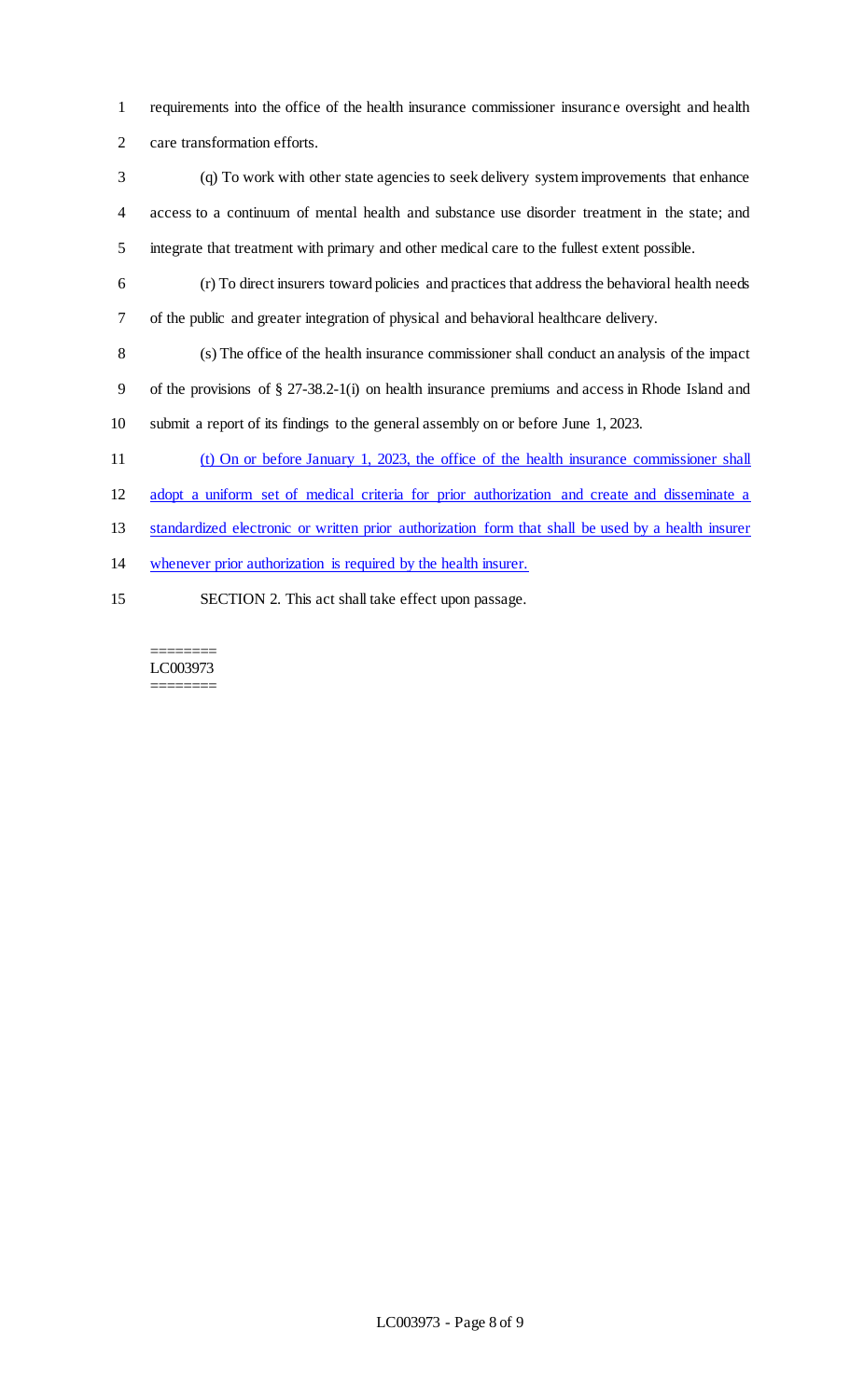requirements into the office of the health insurance commissioner insurance oversight and health care transformation efforts.

(q) To work with other state agencies to seek delivery system improvements that enhance access to a continuum of mental health and substance use disorder treatment in the state; and integrate that treatment with primary and other medical care to the fullest extent possible.

(r) To direct insurers toward policies and practices that address the behavioral health needs of the public and greater integration of physical and behavioral healthcare delivery.

(s) The office of the health insurance commissioner shall conduct an analysis of the impact of the provisions of § 27-38.2-1(i) on health insurance premiums and access in Rhode Island and submit a report of its findings to the general assembly on or before June 1, 2023.

(t) On or before January 1, 2023, the office of the health insurance commissioner shall adopt a uniform set of medical criteria for prior authorization and create and disseminate a standardized electronic or written prior authorization form that shall be used by a health insurer whenever prior authorization is required by the health insurer.

SECTION 2. This act shall take effect upon passage.

========
LC003973
========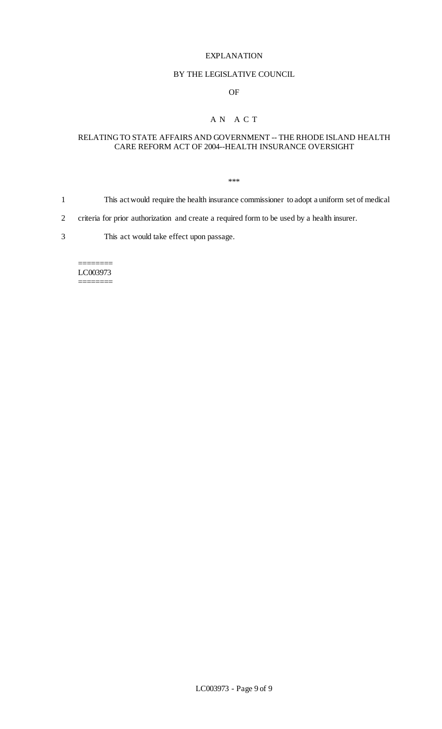EXPLANATION

BY THE LEGISLATIVE COUNCIL

OF

A N A C T

RELATING TO STATE AFFAIRS AND GOVERNMENT -- THE RHODE ISLAND HEALTH CARE REFORM ACT OF 2004--HEALTH INSURANCE OVERSIGHT

\*\*\*

1 This act would require the health insurance commissioner to adopt a uniform set of medical

2 criteria for prior authorization and create a required form to be used by a health insurer.

3 This act would take effect upon passage.

========
LC003973
========